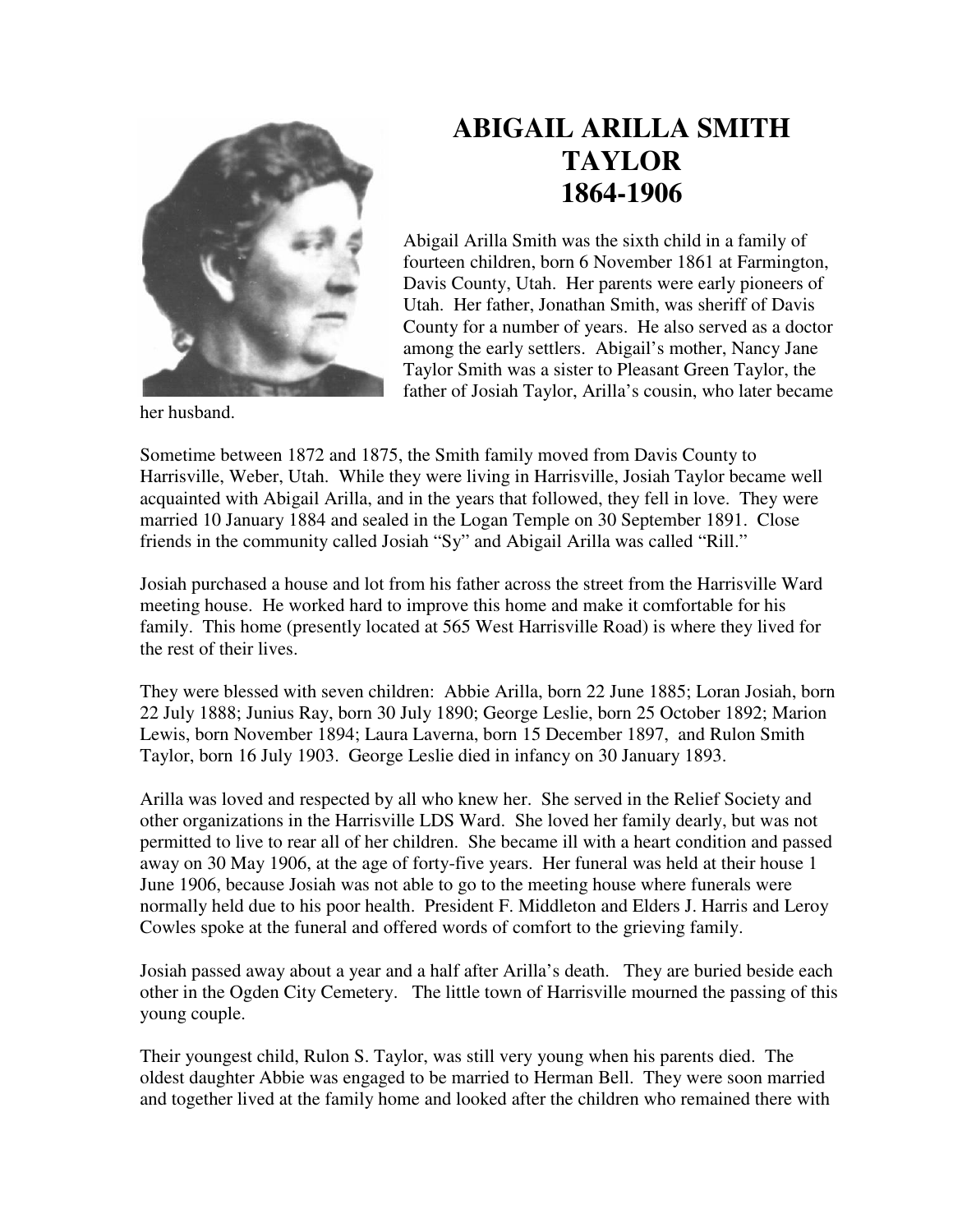# ABIGAIL ARILLA SMITH TAYLOR 1864-1906

Abigail Arilla Smith was the sixth child in a family of fourteen children, born 6 November 1861 at Farmington, Davis County, Utah. Her parents were early pioneers of Utah. Her father, Jonathan Smith, was sheriff of Davis County for a number of years. He also served as a doctor among the early settlers. Abigail's mother, Nancy Jane Taylor Smith was a sister to Pleasant Green Taylor, the father of Josiah Taylor, Arilla's cousin, who later became her husband.

Sometime between 1872 and 1875, the Smith family moved from Davis County to Harrisville, Weber, Utah. While they were living in Harrisville, Josiah Taylor became well acquainted with Abigail Arilla, and in the years that followed, they fell in love. They were married 10 January 1884 and sealed in the Logan Temple on 30 September 1891. Close friends in the community called Josiah "Sy" and Abigail Arilla was called "Rill."

Josiah purchased a house and lot from his father across the street from the Harrisville Ward meeting house. He worked hard to improve this home and make it comfortable for his family. This home (presently located at 565 West Harrisville Road) is where they lived for the rest of their lives.

They were blessed with seven children: Abbie Arilla, born 22 June 1885; Loran Josiah, born 22 July 1888; Junius Ray, born 30 July 1890; George Leslie, born 25 October 1892; Marion Lewis, born November 1894; Laura Laverna, born 15 December 1897, and Rulon Smith Taylor, born 16 July 1903. George Leslie died in infancy on 30 January 1893.

Arilla was loved and respected by all who knew her. She served in the Relief Society and other organizations in the Harrisville LDS Ward. She loved her family dearly, but was not permitted to live to rear all of her children. She became ill with a heart condition and passed away on 30 May 1906, at the age of forty-five years. Her funeral was held at their house 1 June 1906, because Josiah was not able to go to the meeting house where funerals were normally held due to his poor health. President F. Middleton and Elders J. Harris and Leroy Cowles spoke at the funeral and offered words of comfort to the grieving family.

Josiah passed away about a year and a half after Arilla's death. They are buried beside each other in the Ogden City Cemetery. The little town of Harrisville mourned the passing of this young couple.

Their youngest child, Rulon S. Taylor, was still very young when his parents died. The oldest daughter Abbie was engaged to be married to Herman Bell. They were soon married and together lived at the family home and looked after the children who remained there with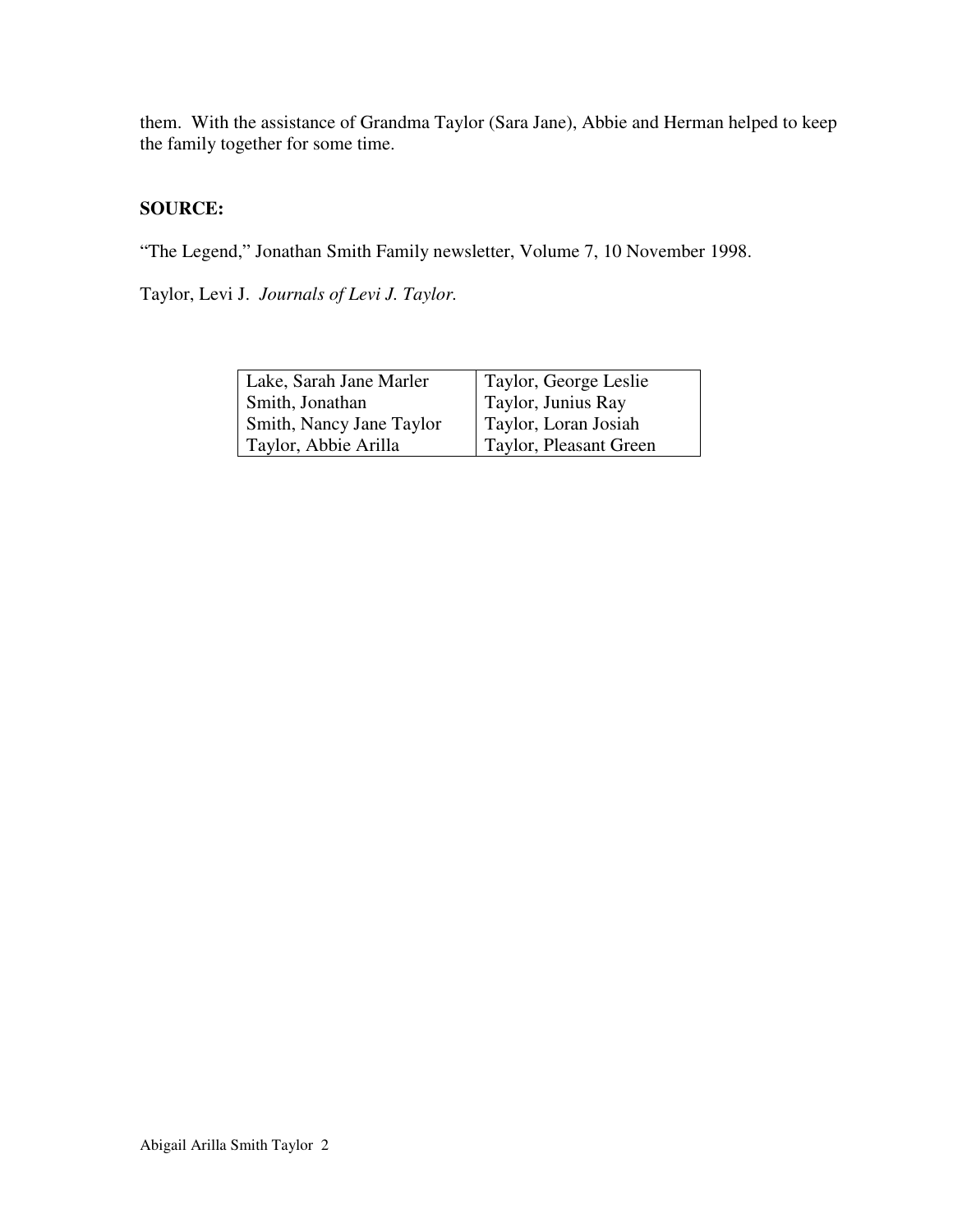them. With the assistance of Grandma Taylor (Sara Jane), Abbie and Herman helped to keep the family together for some time.

**SOURCE:**

"The Legend," Jonathan Smith Family newsletter, Volume 7, 10 November 1998.

Taylor, Levi J. *Journals of Levi J. Taylor.*

| | |
|---|---|
| Lake, Sarah Jane Marler | Taylor, George Leslie |
| Smith, Jonathan | Taylor, Junius Ray |
| Smith, Nancy Jane Taylor | Taylor, Loran Josiah |
| Taylor, Abbie Arilla | Taylor, Pleasant Green |